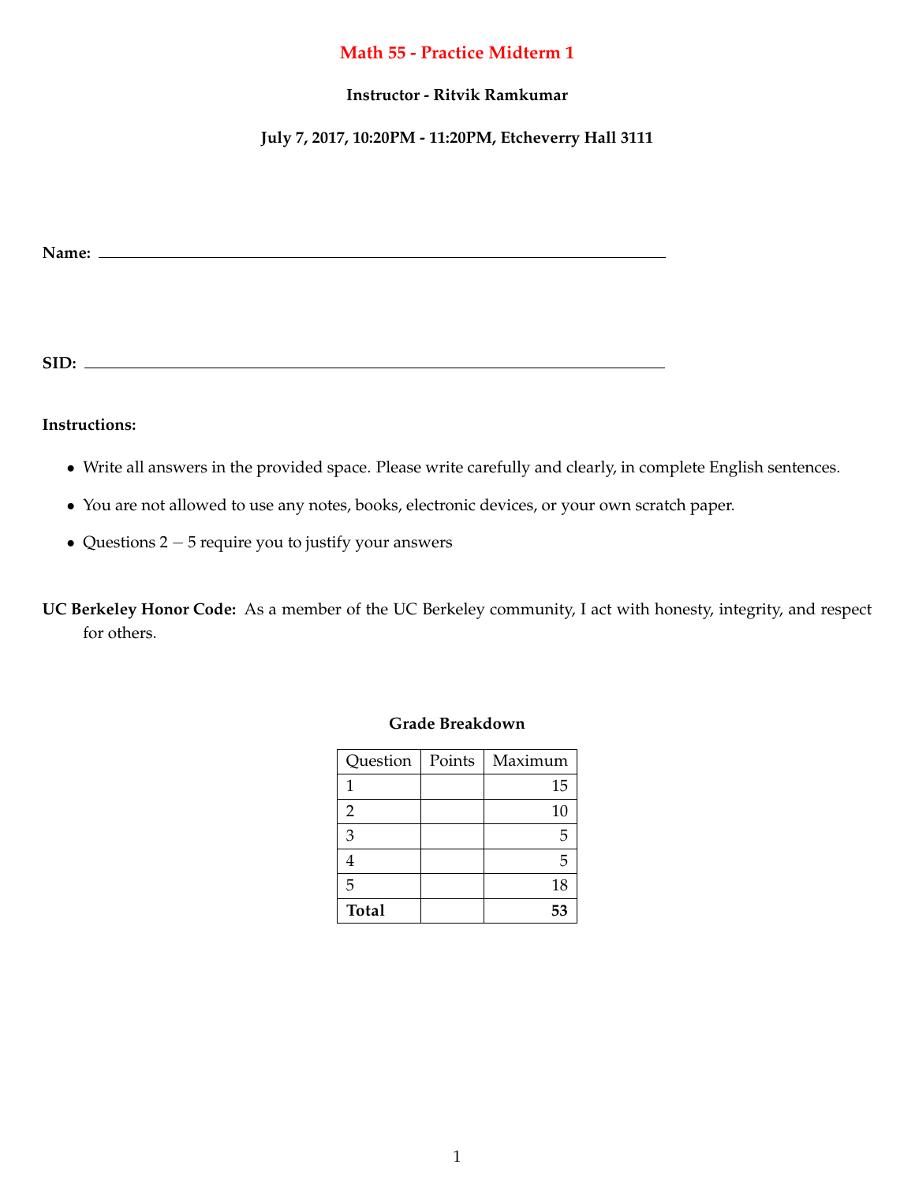# Math 55 - Practice Midterm 1

**Instructor - Ritvik Ramkumar**

**July 7, 2017, 10:20PM - 11:20PM, Etcheverry Hall 3111**

**Name:** ______________________________________________

**SID:** ______________________________________________

**Instructions:**

- Write all answers in the provided space. Please write carefully and clearly, in complete English sentences.
- You are not allowed to use any notes, books, electronic devices, or your own scratch paper.
- Questions $2-5$ require you to justify your answers

**UC Berkeley Honor Code:** As a member of the UC Berkeley community, I act with honesty, integrity, and respect for others.

**Grade Breakdown**

| Question | Points | Maximum |
|---|---|---|
| 1 | | 15 |
| 2 | | 10 |
| 3 | | 5 |
| 4 | | 5 |
| 5 | | 18 |
| **Total** | | **53** |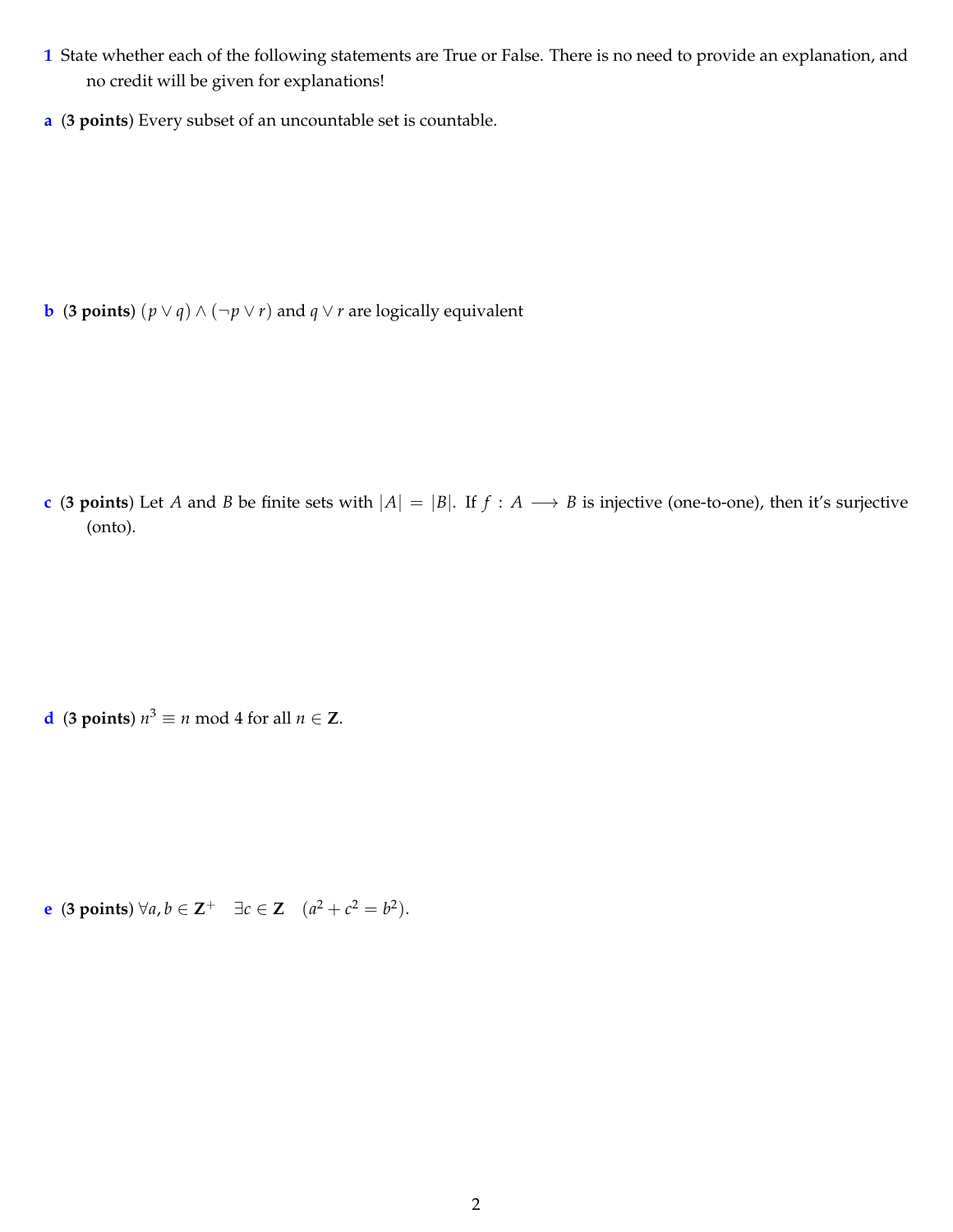**1** State whether each of the following statements are True or False. There is no need to provide an explanation, and no credit will be given for explanations!

**a** (**3 points**) Every subset of an uncountable set is countable.

**b** (**3 points**) $(p \vee q) \wedge (\neg p \vee r)$ and $q \vee r$ are logically equivalent

**c** (**3 points**) Let $A$ and $B$ be finite sets with $|A| = |B|$. If $f : A \longrightarrow B$ is injective (one-to-one), then it's surjective (onto).

**d** (**3 points**) $n^3 \equiv n \bmod 4$ for all $n \in \mathbf{Z}$.

**e** (**3 points**) $\forall a, b \in \mathbf{Z}^+ \quad \exists c \in \mathbf{Z} \quad (a^2 + c^2 = b^2)$.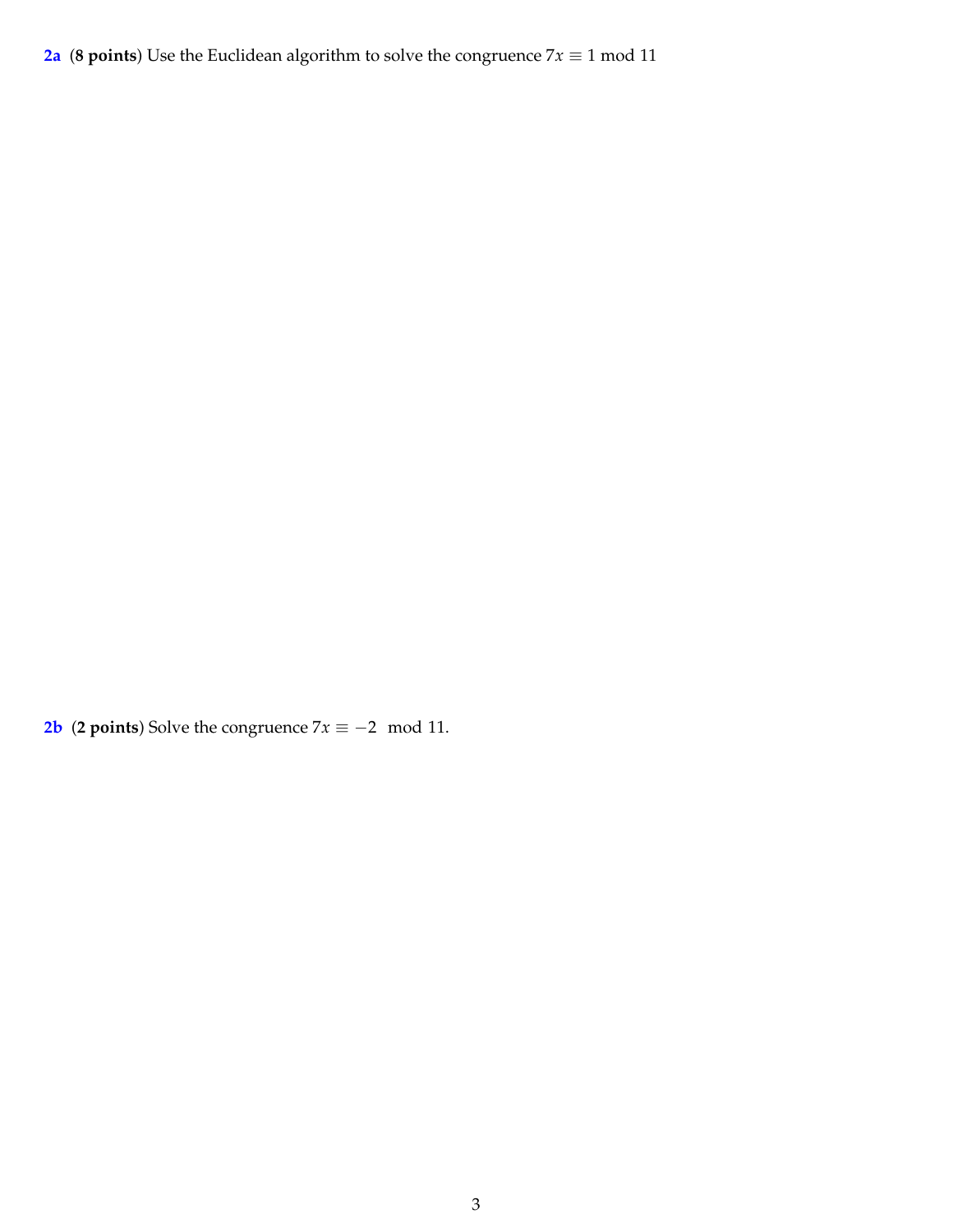**2a** (**8 points**) Use the Euclidean algorithm to solve the congruence $7x \equiv 1 \bmod 11$

**2b** (**2 points**) Solve the congruence $7x \equiv -2 \mod 11$.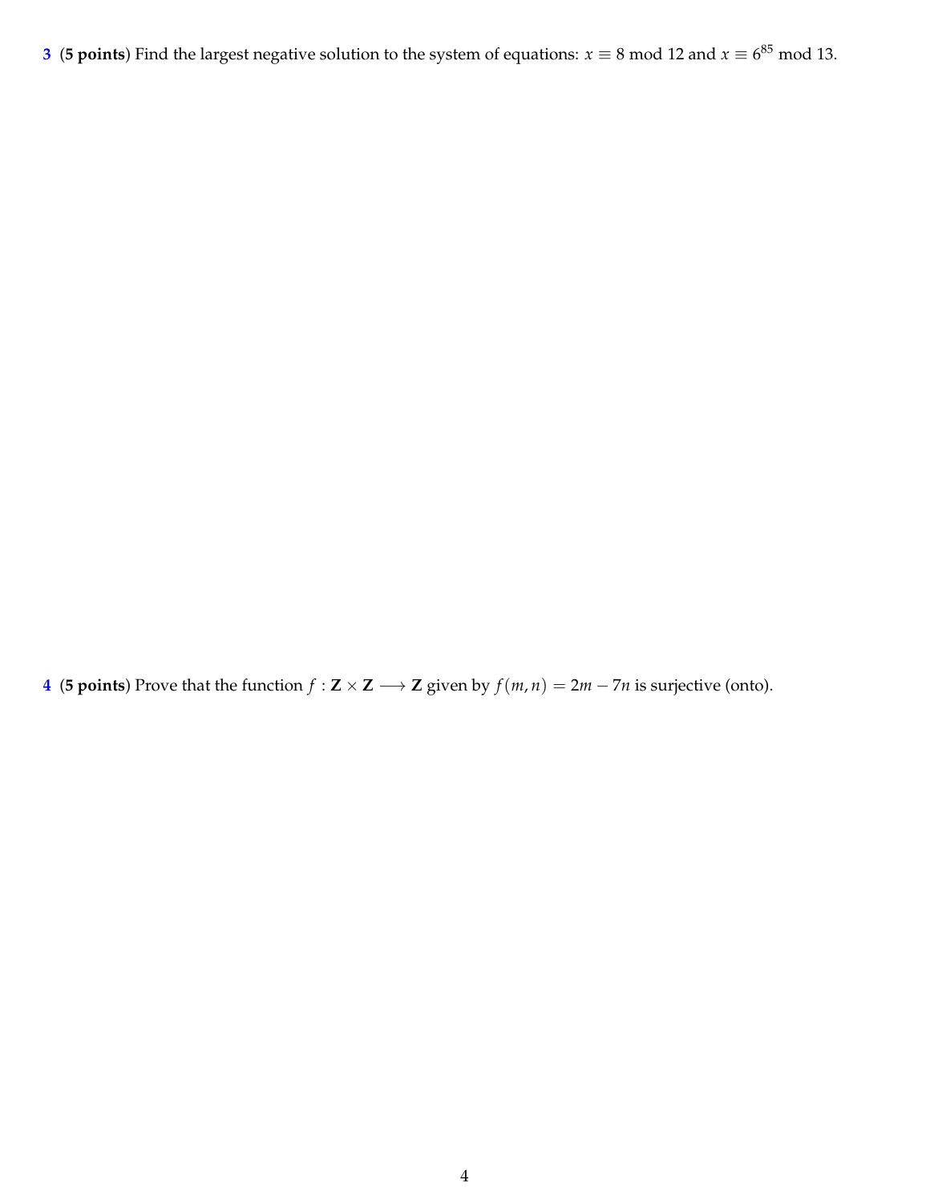**3** (**5 points**) Find the largest negative solution to the system of equations: $x \equiv 8 \bmod 12$ and $x \equiv 6^{85} \bmod 13$.

**4** (**5 points**) Prove that the function $f : \mathbf{Z} \times \mathbf{Z} \longrightarrow \mathbf{Z}$ given by $f(m, n) = 2m - 7n$ is surjective (onto).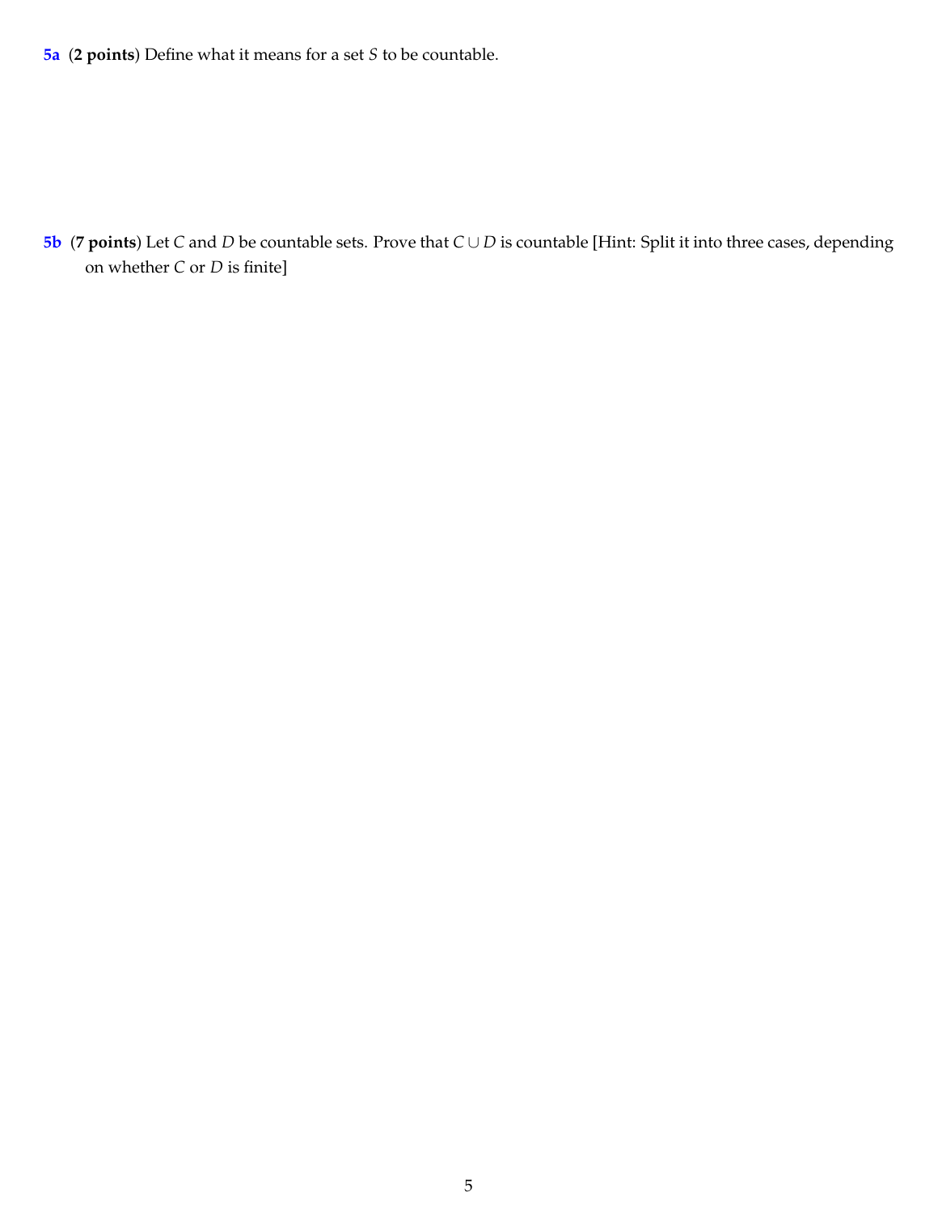**5a** (**2 points**) Define what it means for a set $S$ to be countable.

**5b** (**7 points**) Let $C$ and $D$ be countable sets. Prove that $C \cup D$ is countable [Hint: Split it into three cases, depending on whether $C$ or $D$ is finite]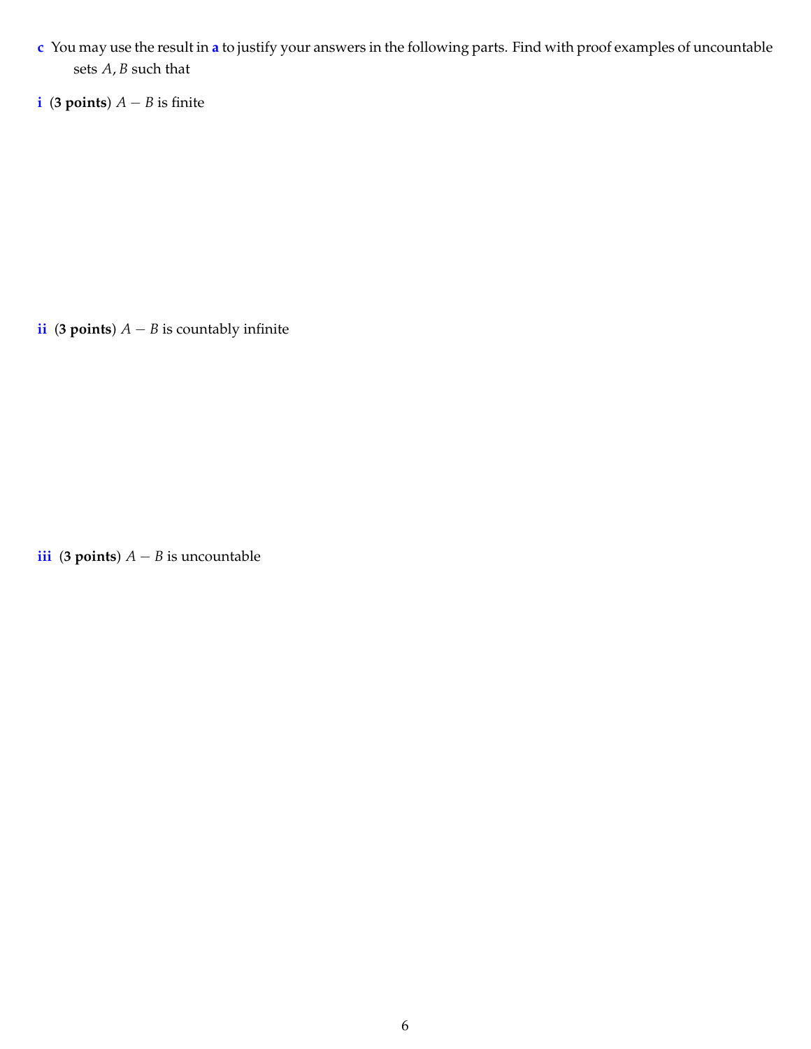**c** You may use the result in **a** to justify your answers in the following parts. Find with proof examples of uncountable sets $A, B$ such that

**i** (**3 points**) $A - B$ is finite

**ii** (**3 points**) $A - B$ is countably infinite

**iii** (**3 points**) $A - B$ is uncountable